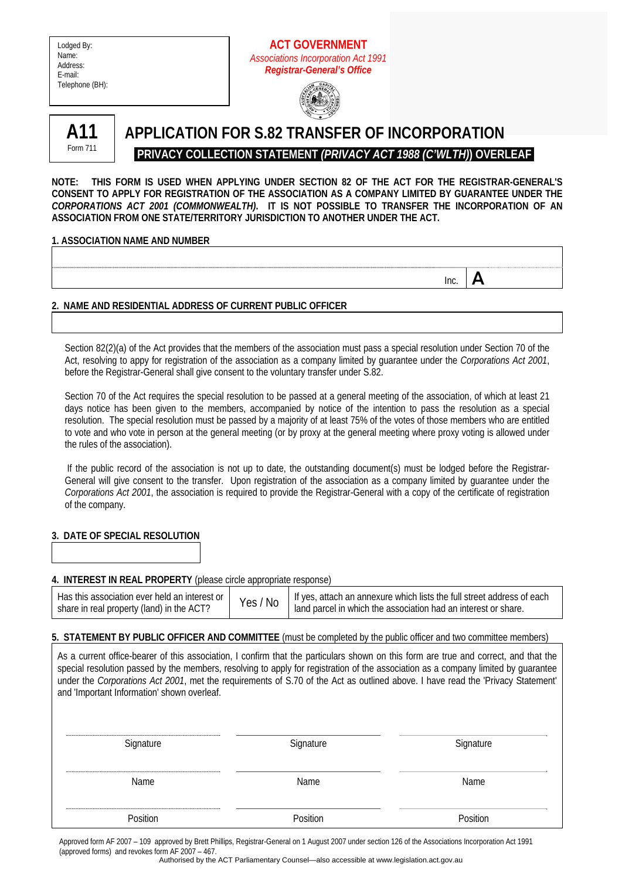Lodged By:
Name:
Address:
E-mail:
Telephone (BH):

**ACT GOVERNMENT**
*Associations Incorporation Act 1991*
***Registrar-General's Office***

**A11**
Form 711

# APPLICATION FOR S.82 TRANSFER OF INCORPORATION

**PRIVACY COLLECTION STATEMENT *(PRIVACY ACT 1988 (C'WLTH)*) OVERLEAF**

**NOTE: THIS FORM IS USED WHEN APPLYING UNDER SECTION 82 OF THE ACT FOR THE REGISTRAR-GENERAL'S CONSENT TO APPLY FOR REGISTRATION OF THE ASSOCIATION AS A COMPANY LIMITED BY GUARANTEE UNDER THE *CORPORATIONS ACT 2001 (COMMONWEALTH)*. IT IS NOT POSSIBLE TO TRANSFER THE INCORPORATION OF AN ASSOCIATION FROM ONE STATE/TERRITORY JURISDICTION TO ANOTHER UNDER THE ACT.**

**1. ASSOCIATION NAME AND NUMBER**

| | | |
|---|---|---|
| | | |
| | Inc. | **A** |

**2. NAME AND RESIDENTIAL ADDRESS OF CURRENT PUBLIC OFFICER**

| |
|---|
| |

Section 82(2)(a) of the Act provides that the members of the association must pass a special resolution under Section 70 of the Act, resolving to appy for registration of the association as a company limited by guarantee under the *Corporations Act 2001*, before the Registrar-General shall give consent to the voluntary transfer under S.82.

Section 70 of the Act requires the special resolution to be passed at a general meeting of the association, of which at least 21 days notice has been given to the members, accompanied by notice of the intention to pass the resolution as a special resolution. The special resolution must be passed by a majority of at least 75% of the votes of those members who are entitled to vote and who vote in person at the general meeting (or by proxy at the general meeting where proxy voting is allowed under the rules of the association).

If the public record of the association is not up to date, the outstanding document(s) must be lodged before the Registrar-General will give consent to the transfer. Upon registration of the association as a company limited by guarantee under the *Corporations Act 2001*, the association is required to provide the Registrar-General with a copy of the certificate of registration of the company.

**3. DATE OF SPECIAL RESOLUTION**

| |
|---|
| |

**4. INTEREST IN REAL PROPERTY** (please circle appropriate response)

| | | |
|---|---|---|
| Has this association ever held an interest or share in real property (land) in the ACT? | Yes / No | If yes, attach an annexure which lists the full street address of each land parcel in which the association had an interest or share. |

**5. STATEMENT BY PUBLIC OFFICER AND COMMITTEE** (must be completed by the public officer and two committee members)

As a current office-bearer of this association, I confirm that the particulars shown on this form are true and correct, and that the special resolution passed by the members, resolving to apply for registration of the association as a company limited by guarantee under the *Corporations Act 2001*, met the requirements of S.70 of the Act as outlined above. I have read the 'Privacy Statement' and 'Important Information' shown overleaf.

| | | |
|---|---|---|
| Signature | Signature | Signature |
| Name | Name | Name |
| Position | Position | Position |

Approved form AF 2007 – 109 approved by Brett Phillips, Registrar-General on 1 August 2007 under section 126 of the Associations Incorporation Act 1991 (approved forms) and revokes form AF 2007 – 467.

Authorised by the ACT Parliamentary Counsel—also accessible at www.legislation.act.gov.au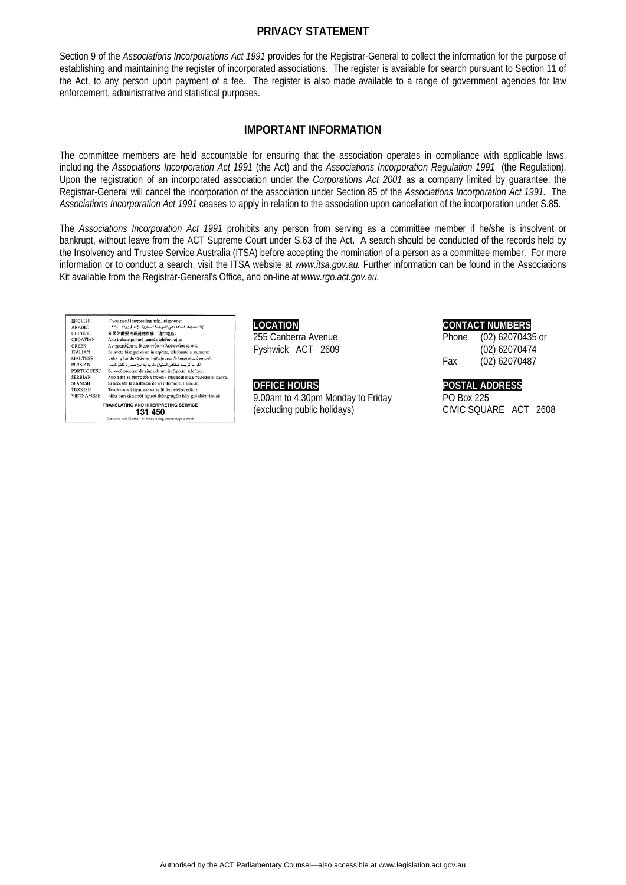## PRIVACY STATEMENT

Section 9 of the *Associations Incorporations Act 1991* provides for the Registrar-General to collect the information for the purpose of establishing and maintaining the register of incorporated associations. The register is available for search pursuant to Section 11 of the Act, to any person upon payment of a fee. The register is also made available to a range of government agencies for law enforcement, administrative and statistical purposes.

## IMPORTANT INFORMATION

The committee members are held accountable for ensuring that the association operates in compliance with applicable laws, including the *Associations Incorporation Act 1991* (the Act) and the *Associations Incorporation Regulation 1991* (the Regulation). Upon the registration of an incorporated association under the *Corporations Act 2001* as a company limited by guarantee, the Registrar-General will cancel the incorporation of the association under Section 85 of the *Associations Incorporation Act 1991.* The *Associations Incorporation Act 1991* ceases to apply in relation to the association upon cancellation of the incorporation under S.85.

The *Associations Incorporation Act 1991* prohibits any person from serving as a committee member if he/she is insolvent or bankrupt, without leave from the ACT Supreme Court under S.63 of the Act. A search should be conducted of the records held by the Insolvency and Trustee Service Australia (ITSA) before accepting the nomination of a person as a committee member. For more information or to conduct a search, visit the ITSA website at *www.itsa.gov.au.* Further information can be found in the Associations Kit available from the Registrar-General's Office, and on-line at *www.rgo.act.gov.au.*

| | |
|---|---|
| ENGLISH | If you need interpreting help, telephone: |
| ARABIC | إذا احتجت لمساعدة في الترجمة الشفوية ، إتصل برقم الهاتف: |
| CHINESE | 如果你需要传译员的帮助，请打电话： |
| CROATIAN | Ako trebate pomoć tumača telefonirajte: |
| GREEK | Αν χρειάζεστε διερμηνέα τηλεφωνήσετε στο |
| ITALIAN | Se avete bisogno di un interprete, telefonate al numero: |
| MALTESE | Jekk għandek bżonn l-għajnuna t'interpretu, ċempel: |
| PERSIAN | اگر به ترجمه شفاهی احتیاج دارید به این شماره تلفن کنید: |
| PORTUGUESE | Se você precisar da ajuda de um intérprete, telefone: |
| SERBIAN | Ако вам је потребна помоћ преводиоца телефонирајте: |
| SPANISH | Si necesita la asistencia de un intérprete, llame al: |
| TURKISH | Tercümana ihtiyacınız varsa lütfen telefon ediniz: |
| VIETNAMESE | Nếu bạn cần một người thông-ngôn hãy gọi điện-thoại: |

**TRANSLATING AND INTERPRETING SERVICE**
**131 450**
Canberra and District - 24 hours a day, seven days a week

**LOCATION**
255 Canberra Avenue
Fyshwick ACT 2609

**OFFICE HOURS**
9.00am to 4.30pm Monday to Friday
(excluding public holidays)

**CONTACT NUMBERS**
Phone (02) 62070435 or
(02) 62070474
Fax (02) 62070487

**POSTAL ADDRESS**
PO Box 225
CIVIC SQUARE ACT 2608